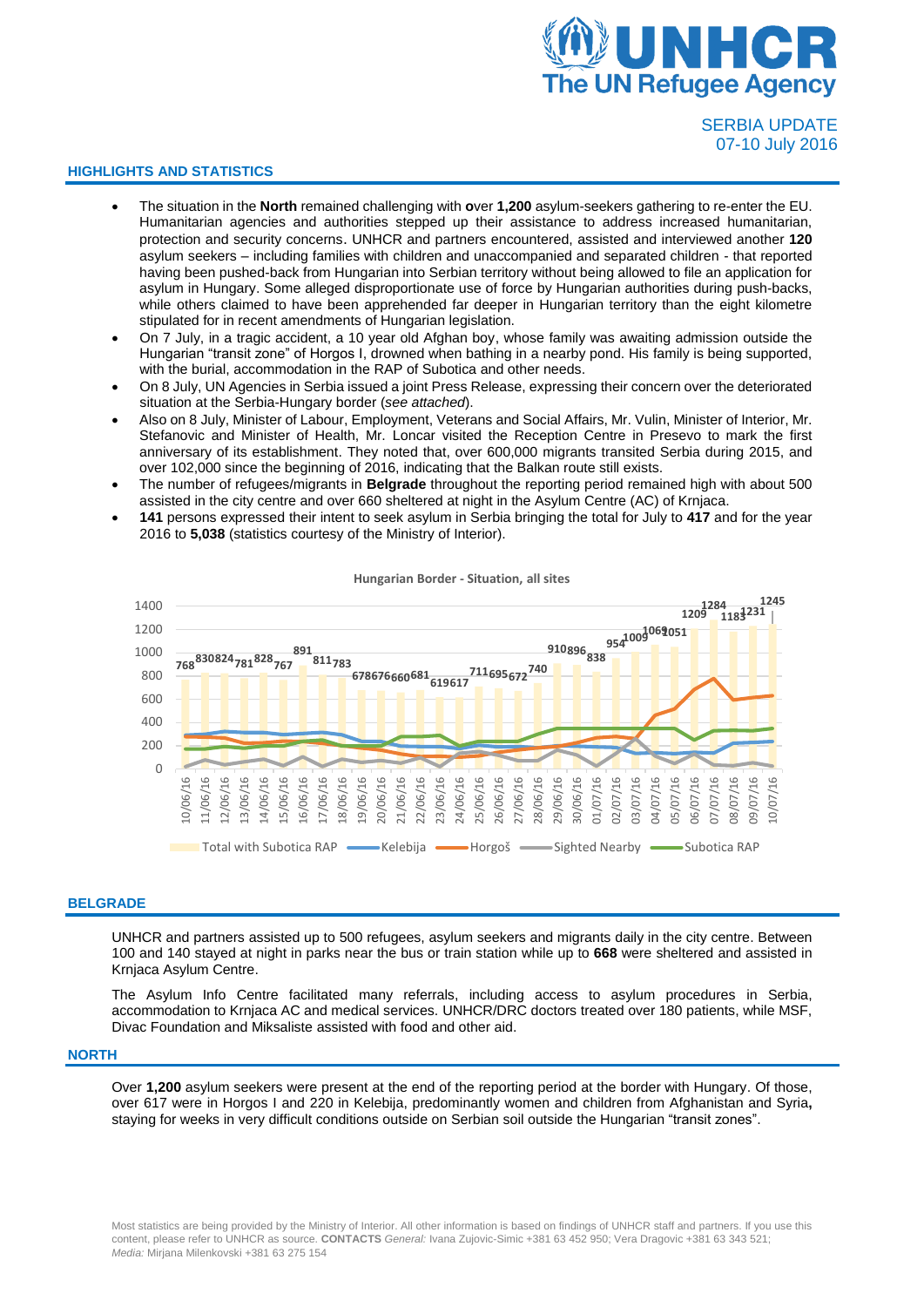# UNHCR The UN Refugee Agency

SERBIA UPDATE
07-10 July 2016

## HIGHLIGHTS AND STATISTICS

- The situation in the **North** remained challenging with **o**ver **1,200** asylum-seekers gathering to re-enter the EU. Humanitarian agencies and authorities stepped up their assistance to address increased humanitarian, protection and security concerns. UNHCR and partners encountered, assisted and interviewed another **120** asylum seekers – including families with children and unaccompanied and separated children - that reported having been pushed-back from Hungarian into Serbian territory without being allowed to file an application for asylum in Hungary. Some alleged disproportionate use of force by Hungarian authorities during push-backs, while others claimed to have been apprehended far deeper in Hungarian territory than the eight kilometre stipulated for in recent amendments of Hungarian legislation.
- On 7 July, in a tragic accident, a 10 year old Afghan boy, whose family was awaiting admission outside the Hungarian "transit zone" of Horgos I, drowned when bathing in a nearby pond. His family is being supported, with the burial, accommodation in the RAP of Subotica and other needs.
- On 8 July, UN Agencies in Serbia issued a joint Press Release, expressing their concern over the deteriorated situation at the Serbia-Hungary border (*see attached*).
- Also on 8 July, Minister of Labour, Employment, Veterans and Social Affairs, Mr. Vulin, Minister of Interior, Mr. Stefanovic and Minister of Health, Mr. Loncar visited the Reception Centre in Presevo to mark the first anniversary of its establishment. They noted that, over 600,000 migrants transited Serbia during 2015, and over 102,000 since the beginning of 2016, indicating that the Balkan route still exists.
- The number of refugees/migrants in **Belgrade** throughout the reporting period remained high with about 500 assisted in the city centre and over 660 sheltered at night in the Asylum Centre (AC) of Krnjaca.
- **141** persons expressed their intent to seek asylum in Serbia bringing the total for July to **417** and for the year 2016 to **5,038** (statistics courtesy of the Ministry of Interior).

**Hungarian Border - Situation, all sites**

| Date | Total with Subotica RAP |
|---|---|
| 10/06/16 | 768 |
| 11/06/16 | 830 |
| 12/06/16 | 824 |
| 13/06/16 | 781 |
| 14/06/16 | 828 |
| 15/06/16 | 767 |
| 16/06/16 | 891 |
| 17/06/16 | 811 |
| 18/06/16 | 783 |
| 19/06/16 | 678 |
| 20/06/16 | 676 |
| 21/06/16 | 660 |
| 22/06/16 | 681 |
| 23/06/16 | 619 |
| 24/06/16 | 617 |
| 25/06/16 | 711 |
| 26/06/16 | 695 |
| 27/06/16 | 672 |
| 28/06/16 | 740 |
| 29/06/16 | 910 |
| 30/06/16 | 896 |
| 01/07/16 | 838 |
| 02/07/16 | 954 |
| 03/07/16 | 1009 |
| 04/07/16 | 1069 |
| 05/07/16 | 1051 |
| 06/07/16 | 1209 |
| 07/07/16 | 1284 |
| 08/07/16 | 1183 |
| 09/07/16 | 1231 |
| 10/07/16 | 1245 |

Total with Subotica RAP | Kelebija | Horgoš | Sighted Nearby | Subotica RAP

## BELGRADE

UNHCR and partners assisted up to 500 refugees, asylum seekers and migrants daily in the city centre. Between 100 and 140 stayed at night in parks near the bus or train station while up to **668** were sheltered and assisted in Krnjaca Asylum Centre.

The Asylum Info Centre facilitated many referrals, including access to asylum procedures in Serbia, accommodation to Krnjaca AC and medical services. UNHCR/DRC doctors treated over 180 patients, while MSF, Divac Foundation and Miksaliste assisted with food and other aid.

## NORTH

Over **1,200** asylum seekers were present at the end of the reporting period at the border with Hungary. Of those, over 617 were in Horgos I and 220 in Kelebija, predominantly women and children from Afghanistan and Syria**,** staying for weeks in very difficult conditions outside on Serbian soil outside the Hungarian "transit zones".

Most statistics are being provided by the Ministry of Interior. All other information is based on findings of UNHCR staff and partners. If you use this content, please refer to UNHCR as source. **CONTACTS** *General:* Ivana Zujovic-Simic +381 63 452 950; Vera Dragovic +381 63 343 521; *Media:* Mirjana Milenkovski +381 63 275 154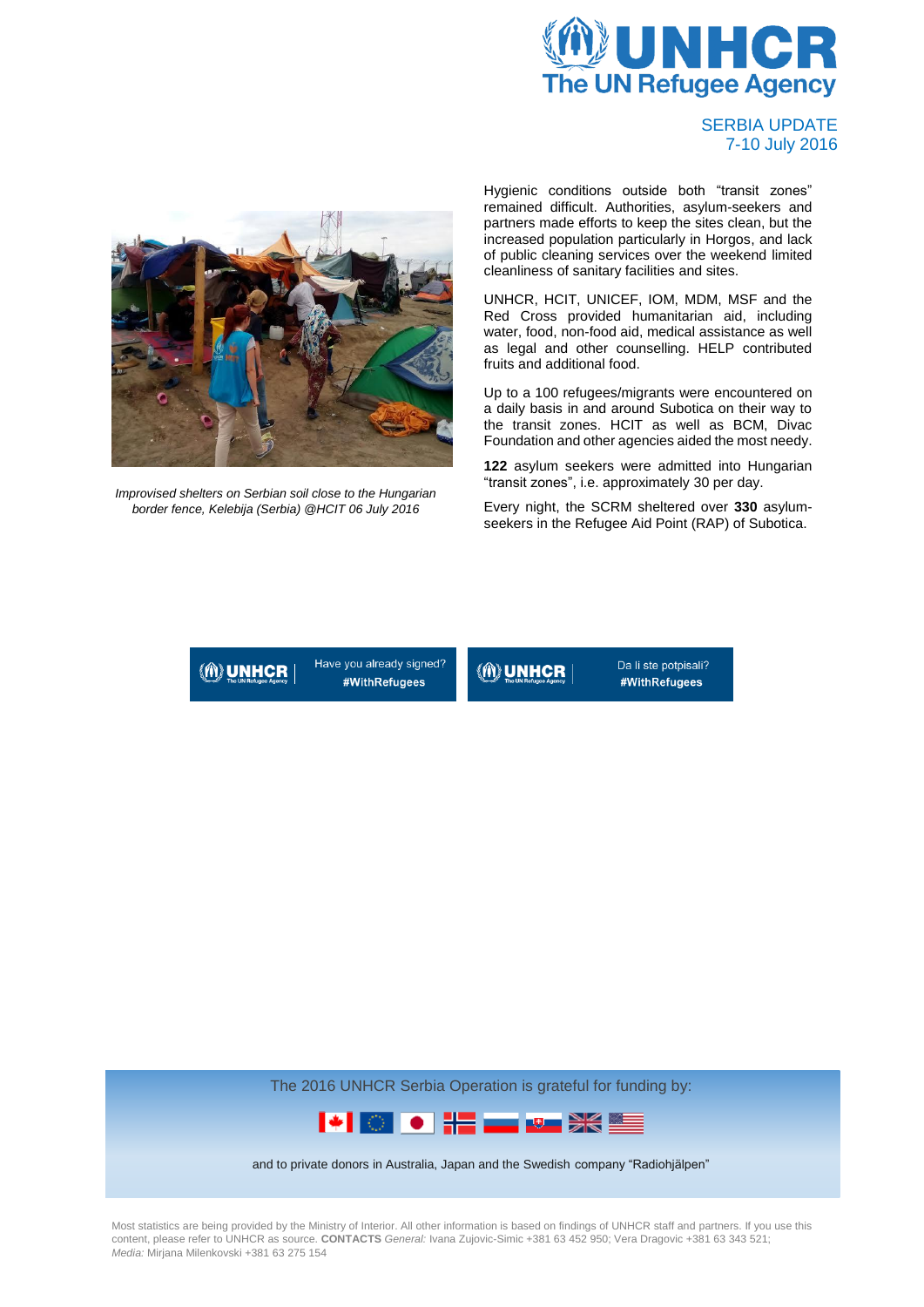SERBIA UPDATE
7-10 July 2016

*Improvised shelters on Serbian soil close to the Hungarian border fence, Kelebija (Serbia) @HCIT 06 July 2016*

Hygienic conditions outside both “transit zones” remained difficult. Authorities, asylum-seekers and partners made efforts to keep the sites clean, but the increased population particularly in Horgos, and lack of public cleaning services over the weekend limited cleanliness of sanitary facilities and sites.

UNHCR, HCIT, UNICEF, IOM, MDM, MSF and the Red Cross provided humanitarian aid, including water, food, non-food aid, medical assistance as well as legal and other counselling. HELP contributed fruits and additional food.

Up to a 100 refugees/migrants were encountered on a daily basis in and around Subotica on their way to the transit zones. HCIT as well as BCM, Divac Foundation and other agencies aided the most needy.

**122** asylum seekers were admitted into Hungarian “transit zones”, i.e. approximately 30 per day.

Every night, the SCRM sheltered over **330** asylum-seekers in the Refugee Aid Point (RAP) of Subotica.

Have you already signed? **#WithRefugees**

Da li ste potpisali? **#WithRefugees**

The 2016 UNHCR Serbia Operation is grateful for funding by:

and to private donors in Australia, Japan and the Swedish company “Radiohjälpen”

Most statistics are being provided by the Ministry of Interior. All other information is based on findings of UNHCR staff and partners. If you use this content, please refer to UNHCR as source. **CONTACTS** *General:* Ivana Zujovic-Simic +381 63 452 950; Vera Dragovic +381 63 343 521; *Media:* Mirjana Milenkovski +381 63 275 154